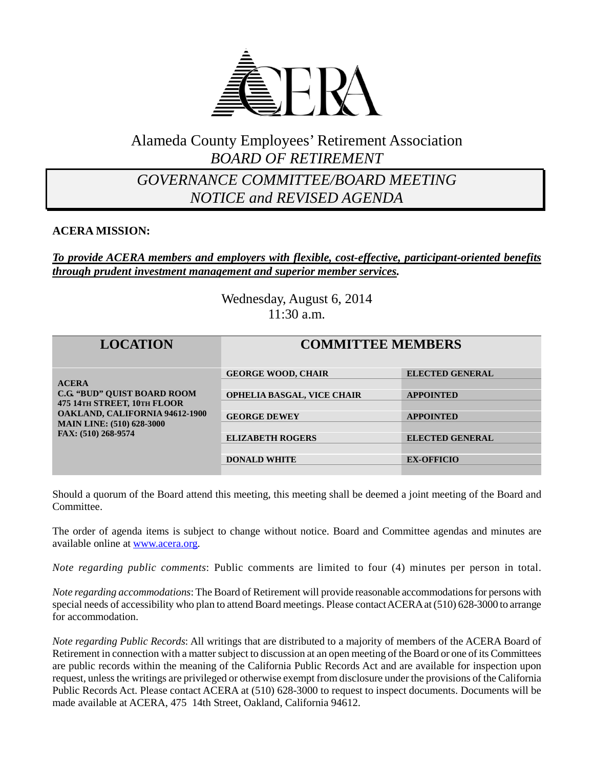ACERA

Alameda County Employees' Retirement Association
*BOARD OF RETIREMENT*

# *GOVERNANCE COMMITTEE/BOARD MEETING NOTICE and REVISED AGENDA*

**ACERA MISSION:**

***To provide ACERA members and employers with flexible, cost-effective, participant-oriented benefits through prudent investment management and superior member services.***

Wednesday, August 6, 2014
11:30 a.m.

| LOCATION | COMMITTEE MEMBERS | |
|---|---|---|
| **ACERA**<br>**C.G. "BUD" QUIST BOARD ROOM**<br>**475 14TH STREET, 10TH FLOOR**<br>**OAKLAND, CALIFORNIA 94612-1900**<br>**MAIN LINE: (510) 628-3000**<br>**FAX: (510) 268-9574** | **GEORGE WOOD, CHAIR** | **ELECTED GENERAL** |
| | **OPHELIA BASGAL, VICE CHAIR** | **APPOINTED** |
| | **GEORGE DEWEY** | **APPOINTED** |
| | **ELIZABETH ROGERS** | **ELECTED GENERAL** |
| | **DONALD WHITE** | **EX-OFFICIO** |

Should a quorum of the Board attend this meeting, this meeting shall be deemed a joint meeting of the Board and Committee.

The order of agenda items is subject to change without notice. Board and Committee agendas and minutes are available online at www.acera.org.

*Note regarding public comments*: Public comments are limited to four (4) minutes per person in total.

*Note regarding accommodations*: The Board of Retirement will provide reasonable accommodations for persons with special needs of accessibility who plan to attend Board meetings. Please contact ACERA at (510) 628-3000 to arrange for accommodation.

*Note regarding Public Records*: All writings that are distributed to a majority of members of the ACERA Board of Retirement in connection with a matter subject to discussion at an open meeting of the Board or one of its Committees are public records within the meaning of the California Public Records Act and are available for inspection upon request, unless the writings are privileged or otherwise exempt from disclosure under the provisions of the California Public Records Act. Please contact ACERA at (510) 628-3000 to request to inspect documents. Documents will be made available at ACERA, 475 14th Street, Oakland, California 94612.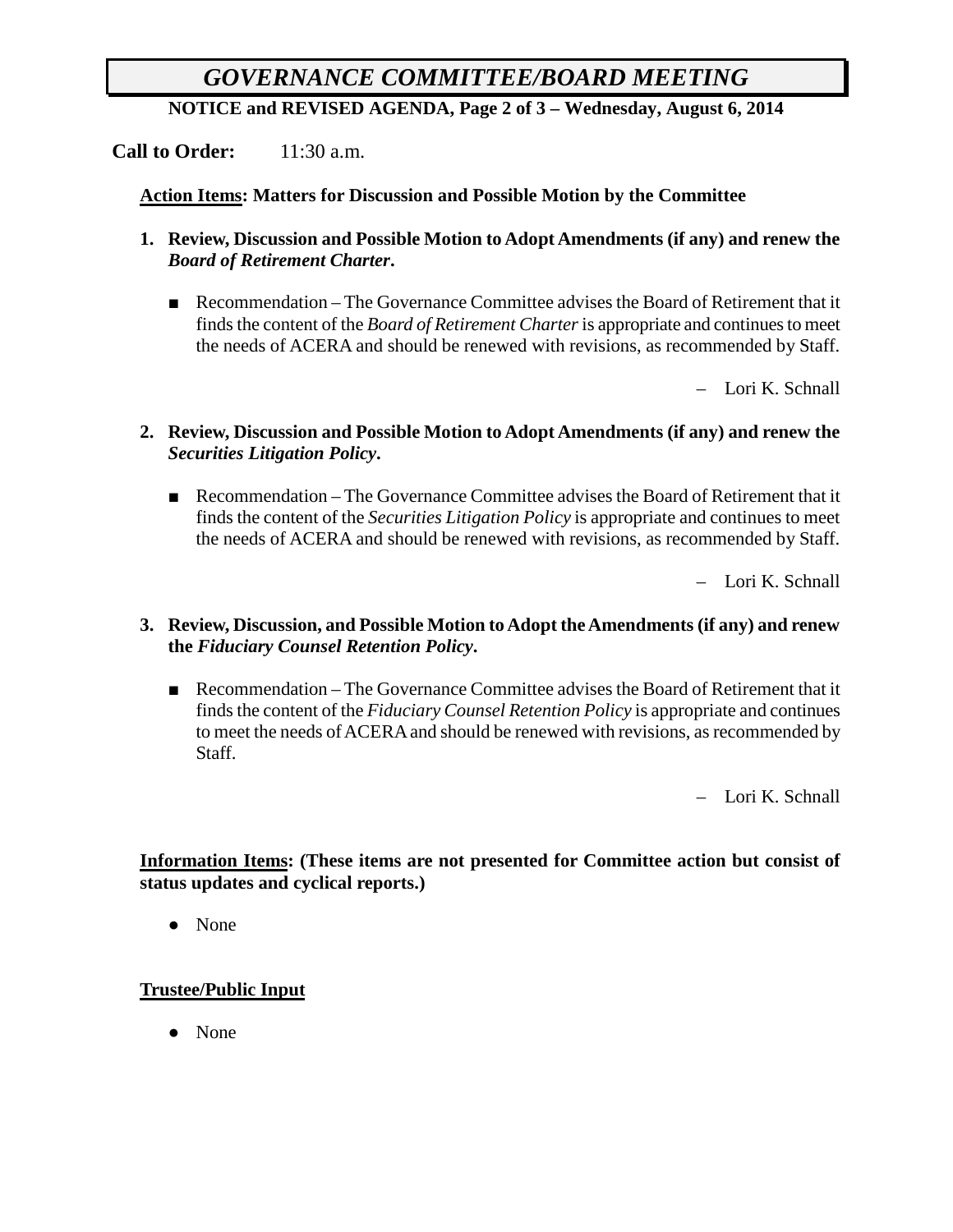# *GOVERNANCE COMMITTEE/BOARD MEETING*

**NOTICE and REVISED AGENDA, Page 2 of 3 – Wednesday, August 6, 2014**

**Call to Order:** 11:30 a.m.

**Action Items: Matters for Discussion and Possible Motion by the Committee**

**1. Review, Discussion and Possible Motion to Adopt Amendments (if any) and renew the *Board of Retirement Charter*.**

- Recommendation – The Governance Committee advises the Board of Retirement that it finds the content of the *Board of Retirement Charter* is appropriate and continues to meet the needs of ACERA and should be renewed with revisions, as recommended by Staff.

– Lori K. Schnall

**2. Review, Discussion and Possible Motion to Adopt Amendments (if any) and renew the *Securities Litigation Policy*.**

- Recommendation – The Governance Committee advises the Board of Retirement that it finds the content of the *Securities Litigation Policy* is appropriate and continues to meet the needs of ACERA and should be renewed with revisions, as recommended by Staff.

– Lori K. Schnall

**3. Review, Discussion, and Possible Motion to Adopt the Amendments (if any) and renew the *Fiduciary Counsel Retention Policy*.**

- Recommendation – The Governance Committee advises the Board of Retirement that it finds the content of the *Fiduciary Counsel Retention Policy* is appropriate and continues to meet the needs of ACERA and should be renewed with revisions, as recommended by Staff.

– Lori K. Schnall

**Information Items: (These items are not presented for Committee action but consist of status updates and cyclical reports.)**

- None

**Trustee/Public Input**

- None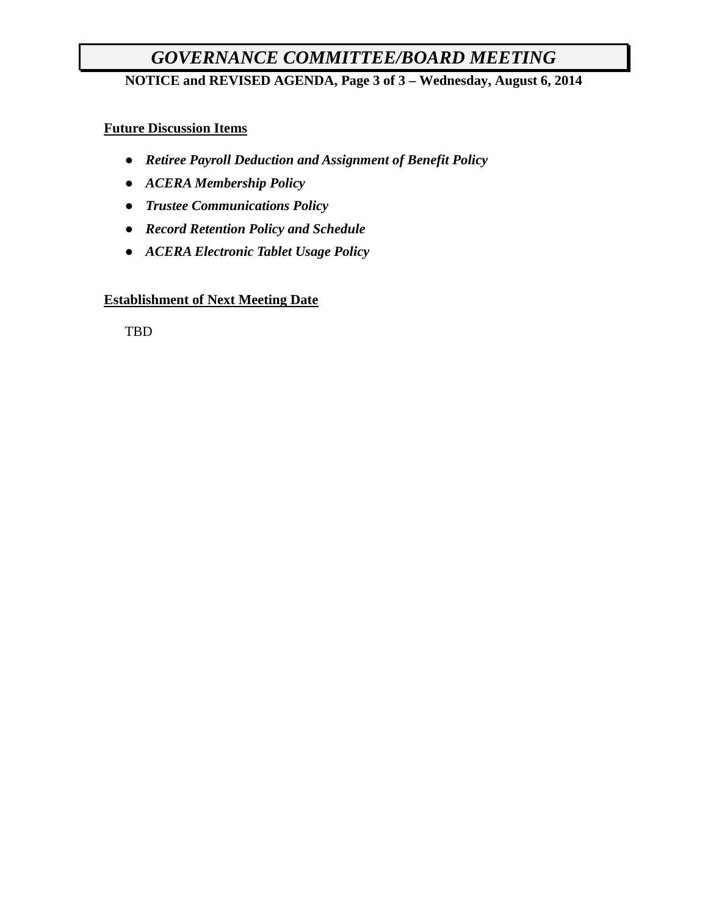**Future Discussion Items**

- ***Retiree Payroll Deduction and Assignment of Benefit Policy***
- ***ACERA Membership Policy***
- ***Trustee Communications Policy***
- ***Record Retention Policy and Schedule***
- ***ACERA Electronic Tablet Usage Policy***

**Establishment of Next Meeting Date**

TBD